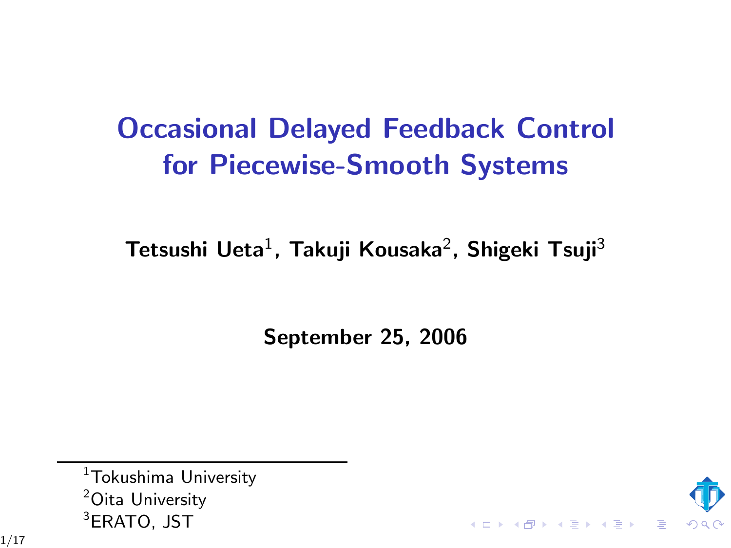# Occasional Delayed Feedback Control for Piecewise-Smooth Systems

**Tetsushi Ueta[1], Takuji Kousaka[2], Shigeki Tsuji[3]**

**September 25, 2006**

---

[1]Tokushima University
[2]Oita University
[3]ERATO, JST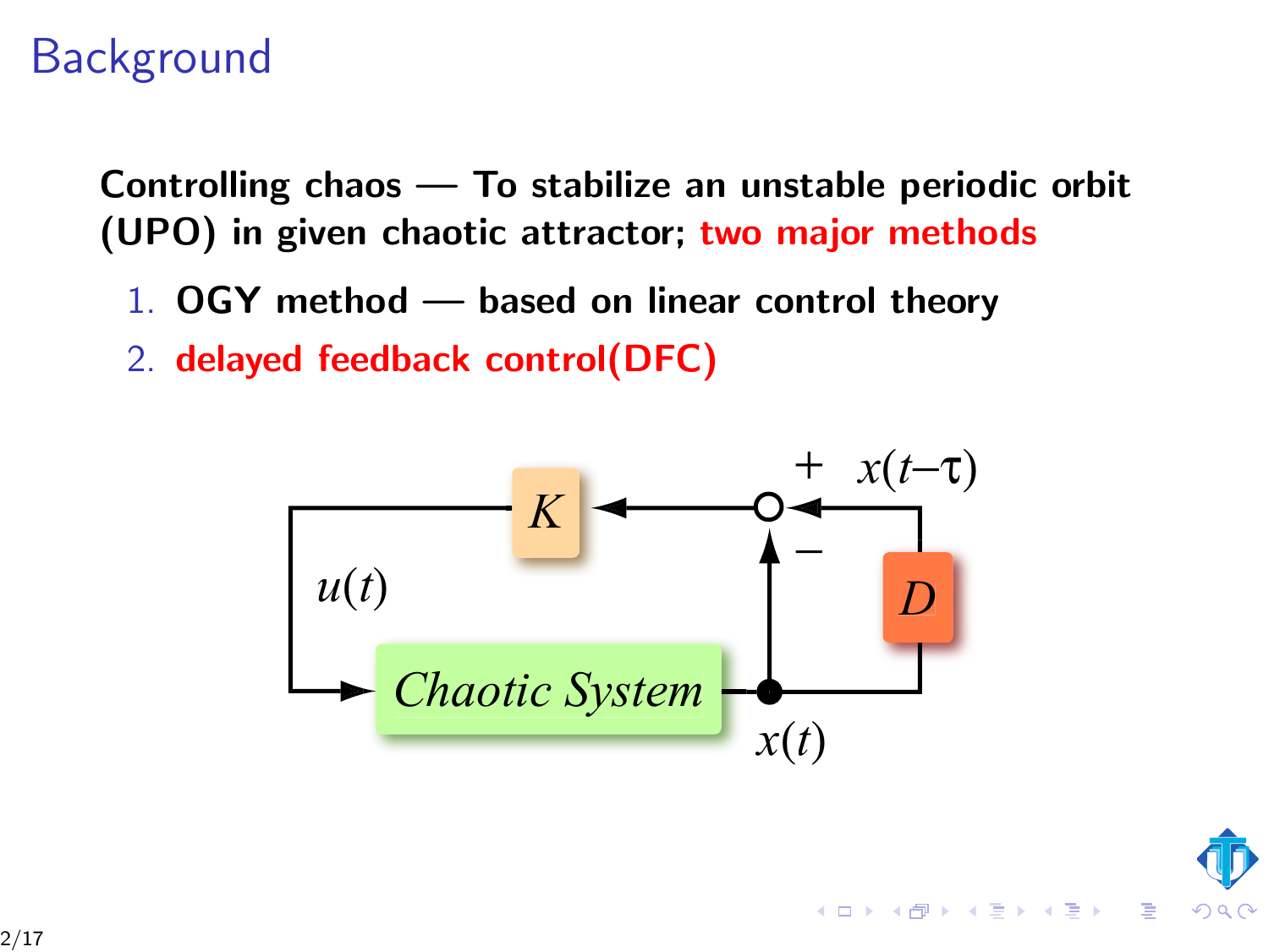# Background

**Controlling chaos — To stabilize an unstable periodic orbit (UPO) in given chaotic attractor; two major methods**

1. **OGY method — based on linear control theory**
2. **delayed feedback control(DFC)**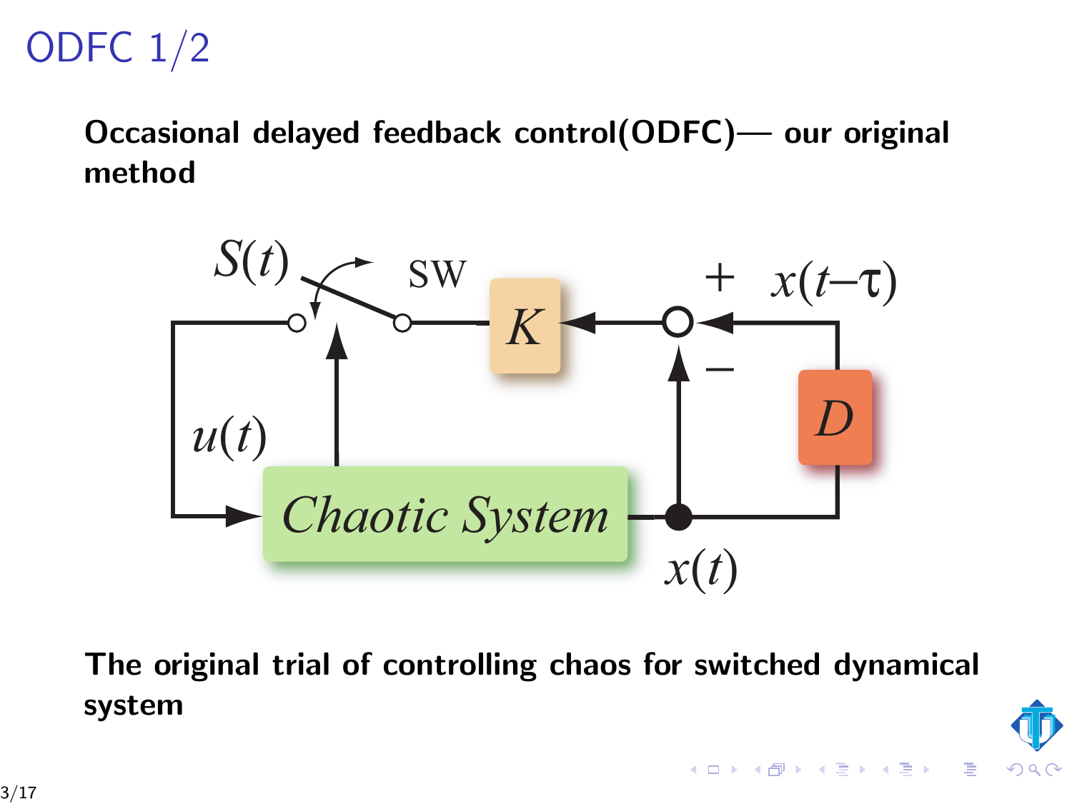# ODFC 1/2

**Occasional delayed feedback control(ODFC)— our original method**

**The original trial of controlling chaos for switched dynamical system**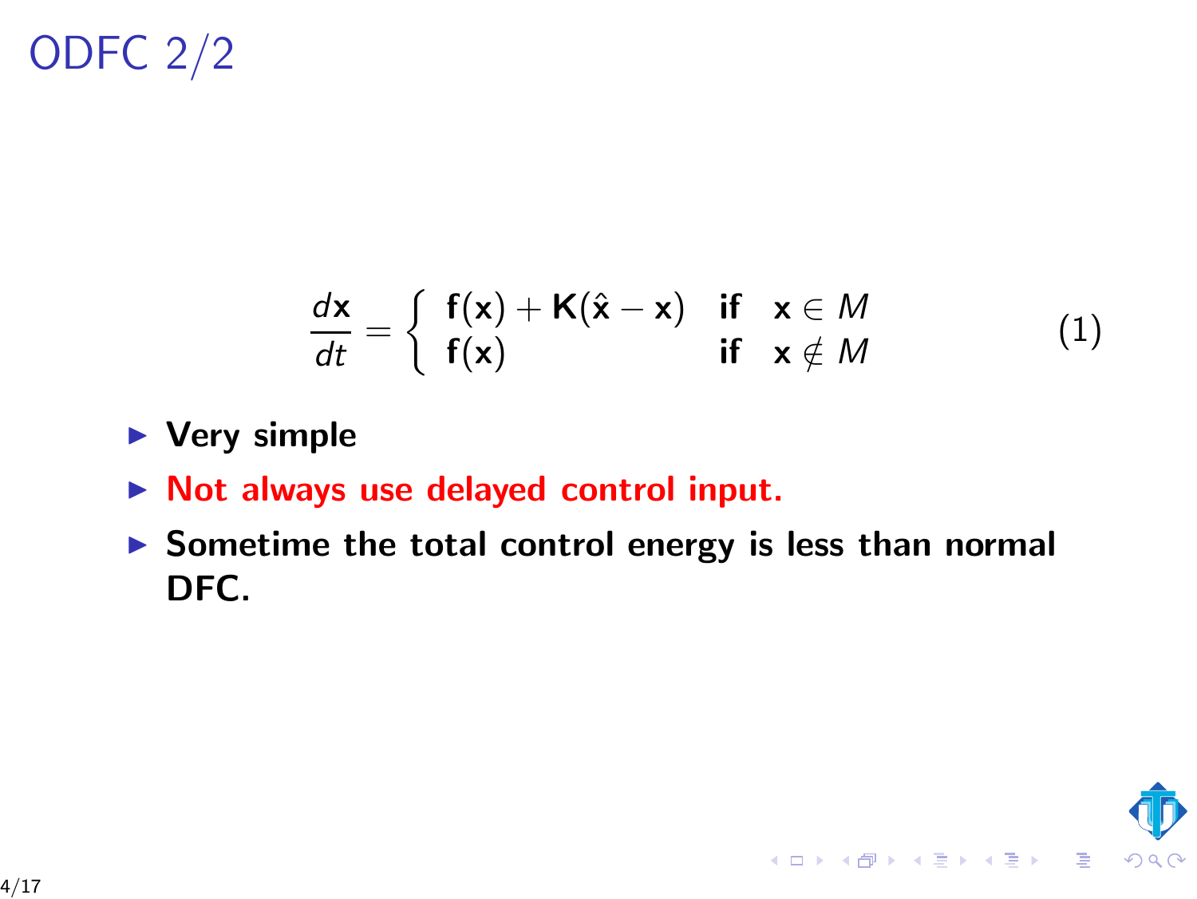# ODFC 2/2

$$
\frac{d\mathbf{x}}{dt} = \begin{cases} \mathbf{f}(\mathbf{x}) + \mathbf{K}(\hat{\mathbf{x}} - \mathbf{x}) & \textbf{if} \quad \mathbf{x} \in M \\ \mathbf{f}(\mathbf{x}) & \textbf{if} \quad \mathbf{x} \notin M \end{cases} \tag{1}
$$

- **Very simple**
- **Not always use delayed control input.**
- **Sometime the total control energy is less than normal DFC.**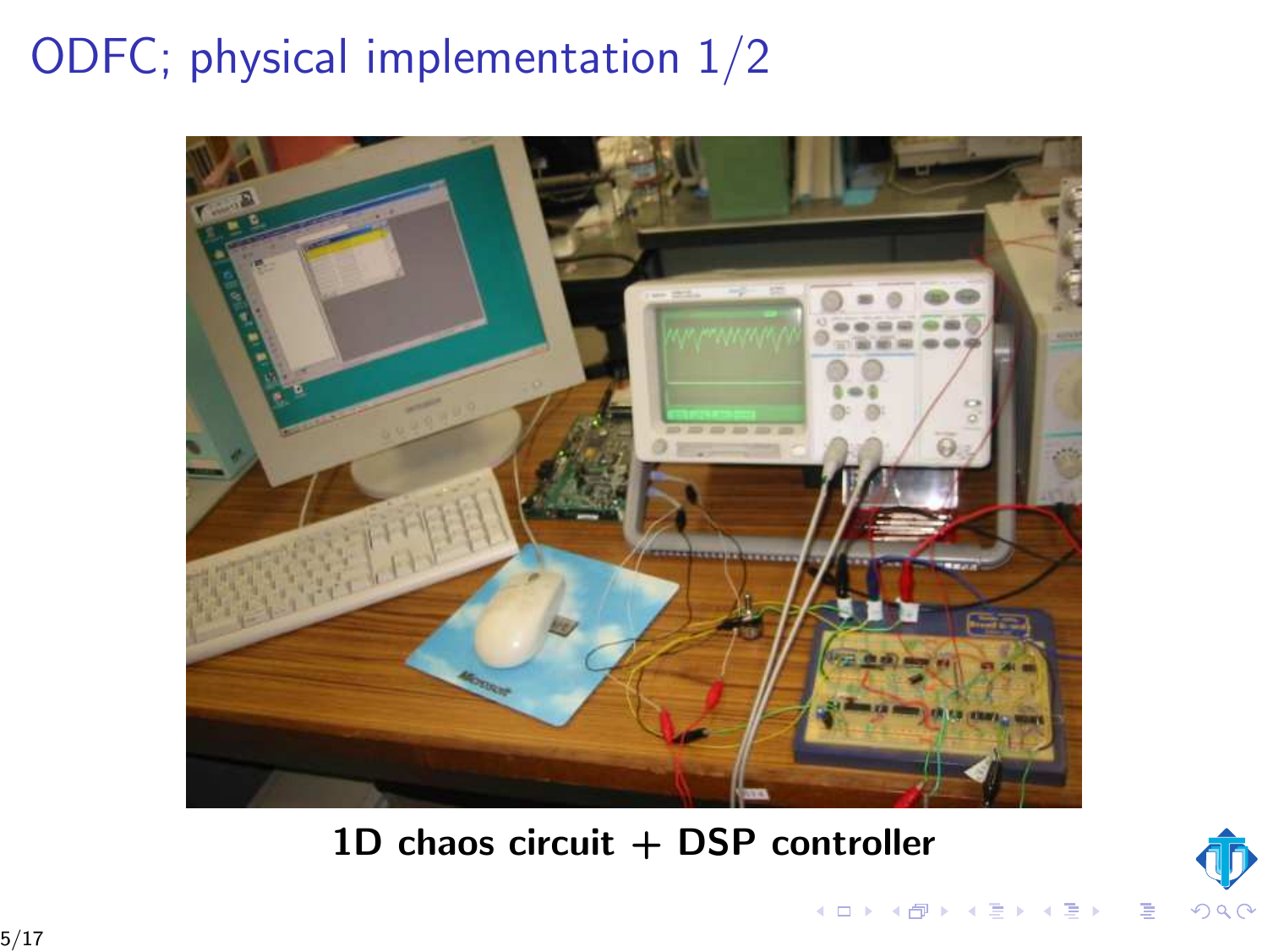# ODFC; physical implementation 1/2

**1D chaos circuit + DSP controller**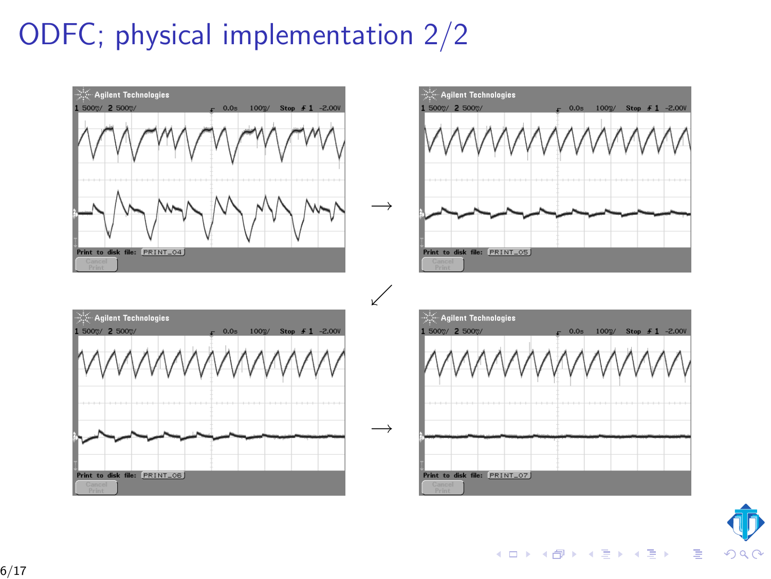# ODFC; physical implementation 2/2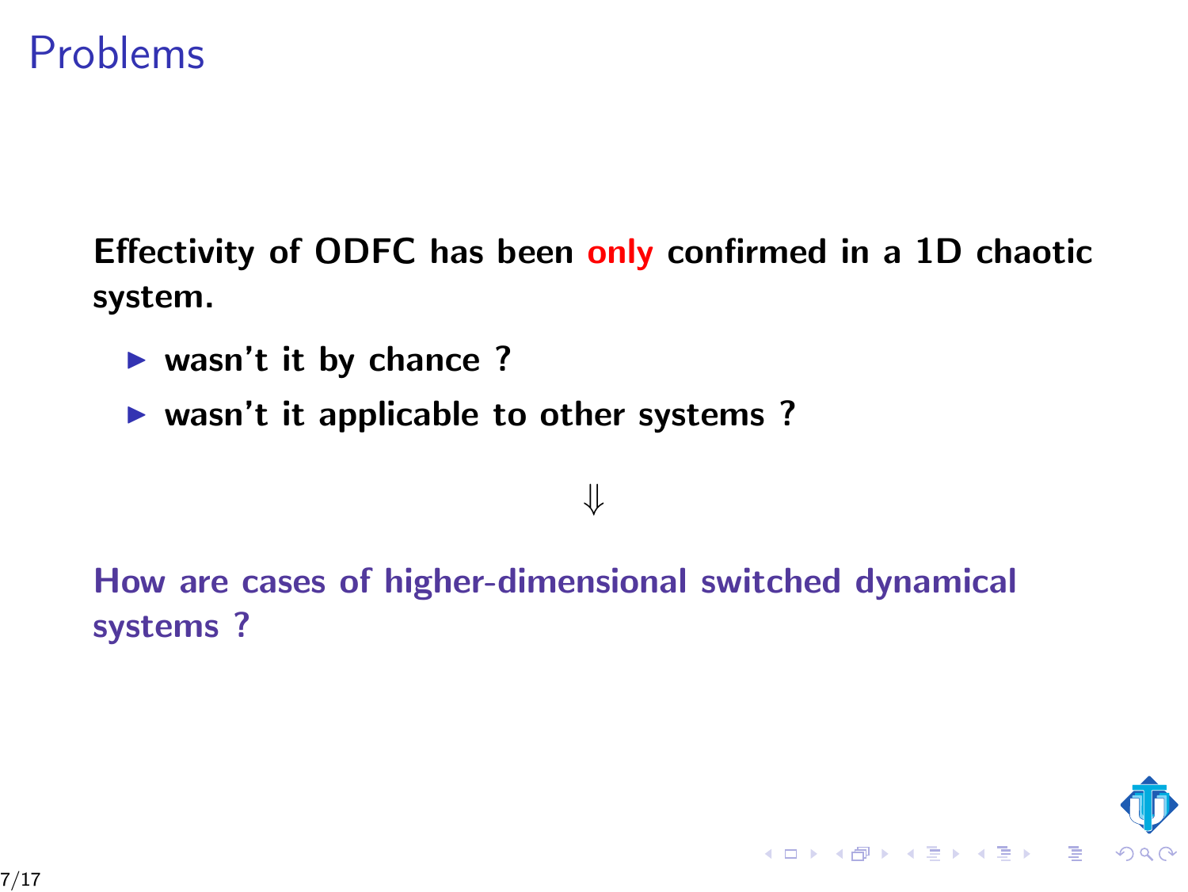# Problems

**Effectivity of ODFC has been only confirmed in a 1D chaotic system.**

- **wasn't it by chance ?**
- **wasn't it applicable to other systems ?**

$$\Downarrow$$

**How are cases of higher-dimensional switched dynamical systems ?**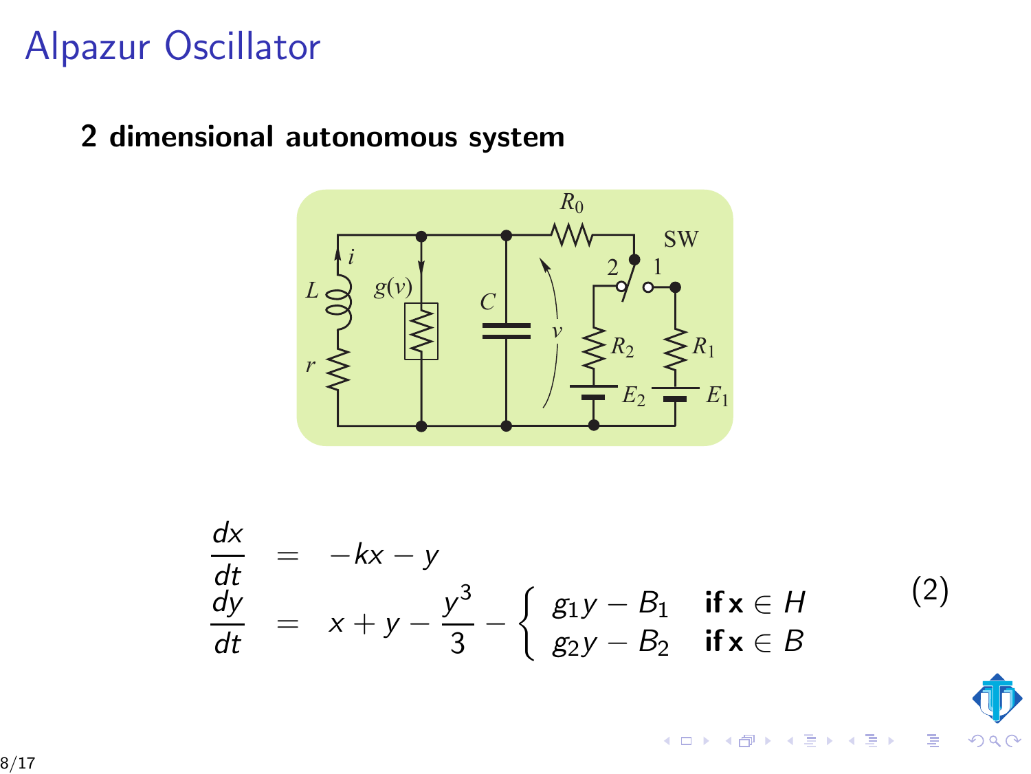# Alpazur Oscillator

**2 dimensional autonomous system**

$$
\begin{aligned}
\frac{dx}{dt} &= -kx - y \\
\frac{dy}{dt} &= x + y - \frac{y^3}{3} - \begin{cases} g_1 y - B_1 & \textbf{if}\ \mathbf{x} \in H \\ g_2 y - B_2 & \textbf{if}\ \mathbf{x} \in B \end{cases}
\end{aligned}
\qquad (2)
$$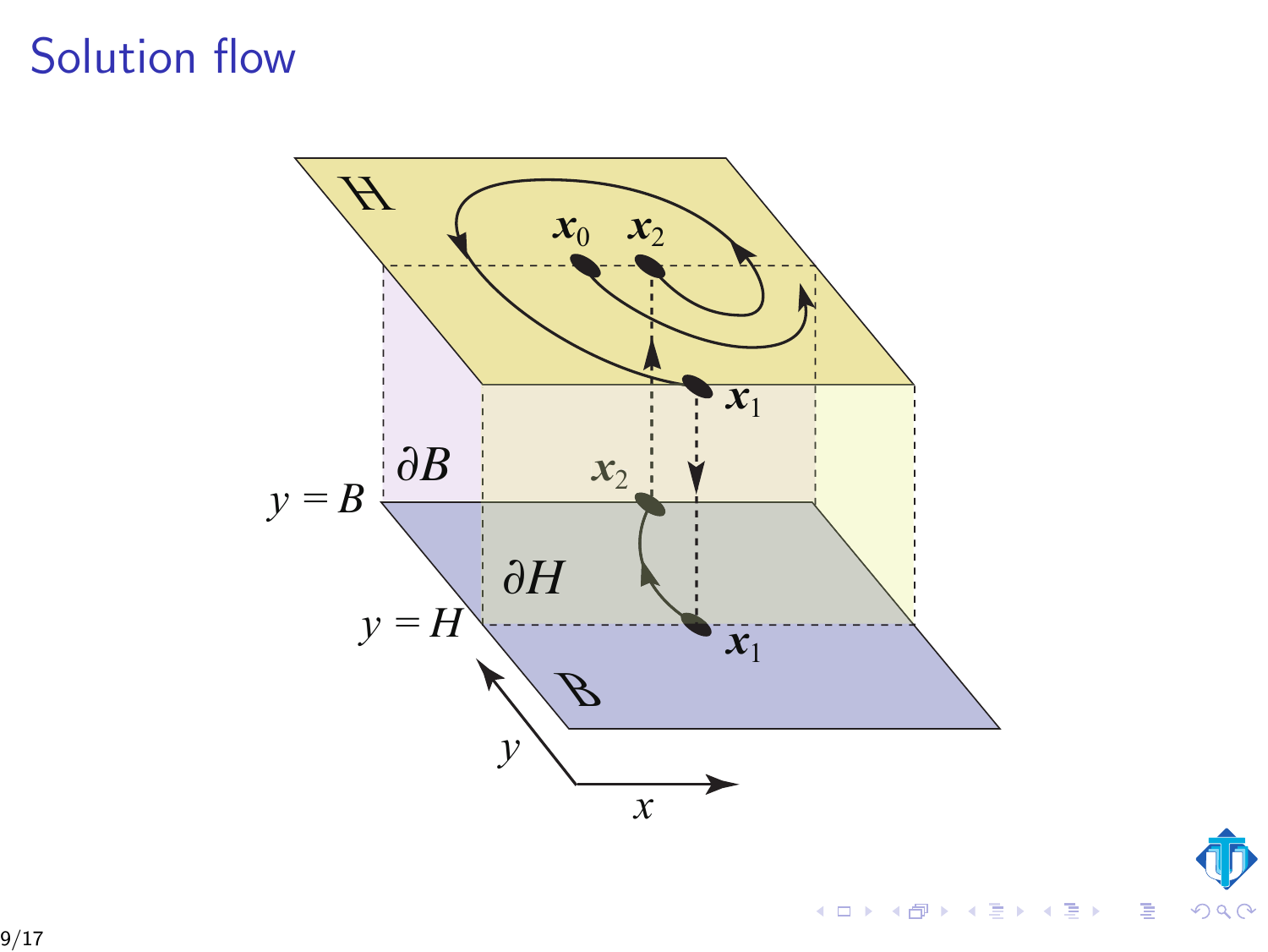# Solution flow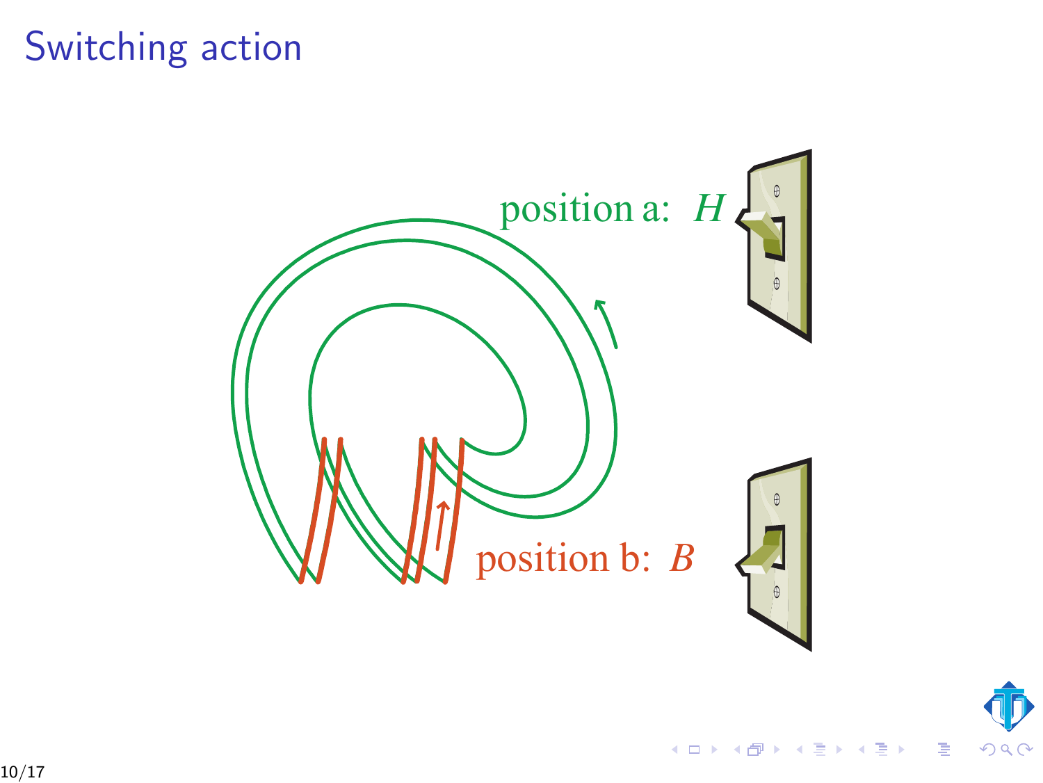# Switching action

position a: $H$

position b: $B$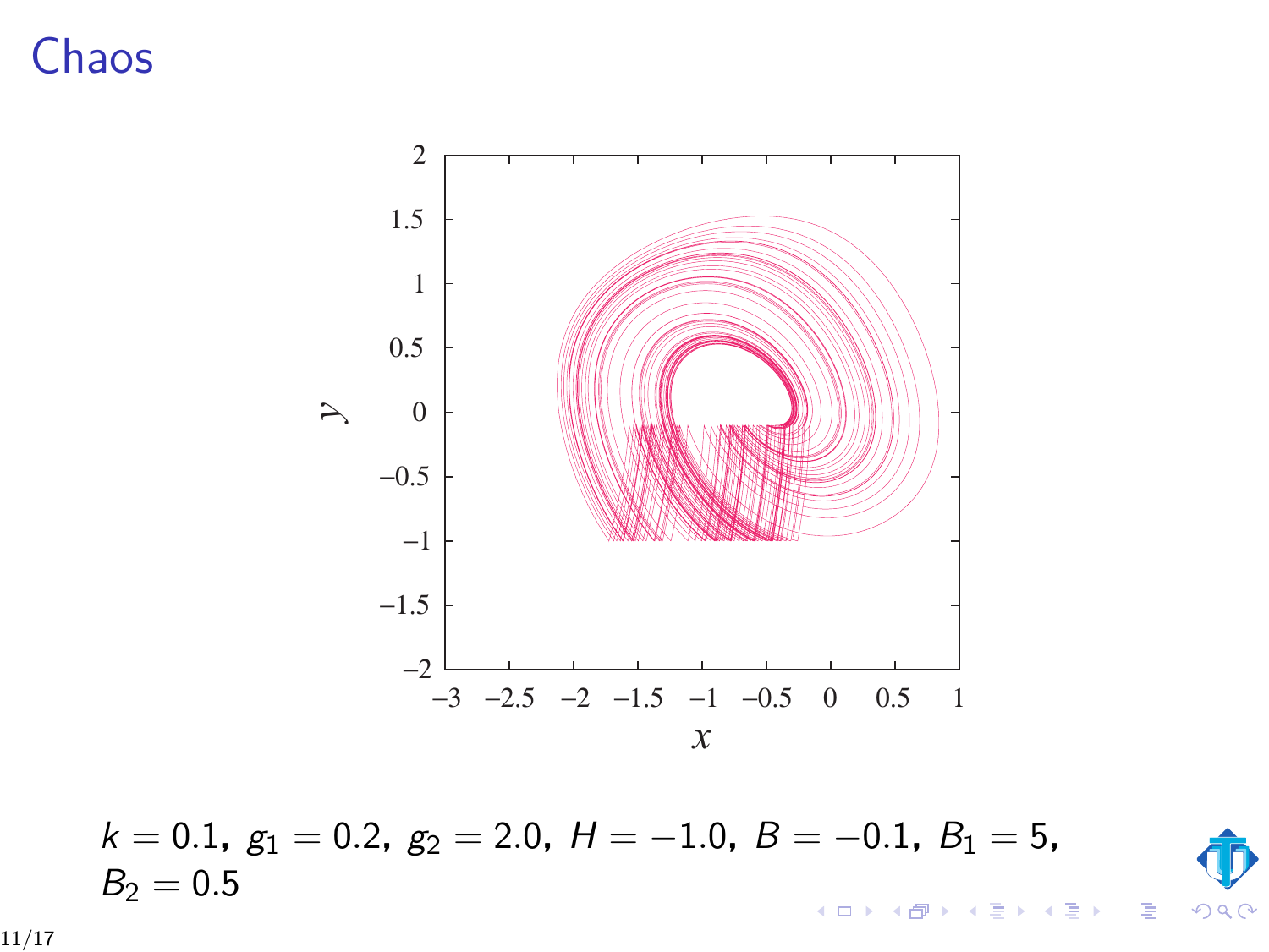# Chaos

$k = 0.1,\ g_1 = 0.2,\ g_2 = 2.0,\ H = -1.0,\ B = -0.1,\ B_1 = 5,$
$B_2 = 0.5$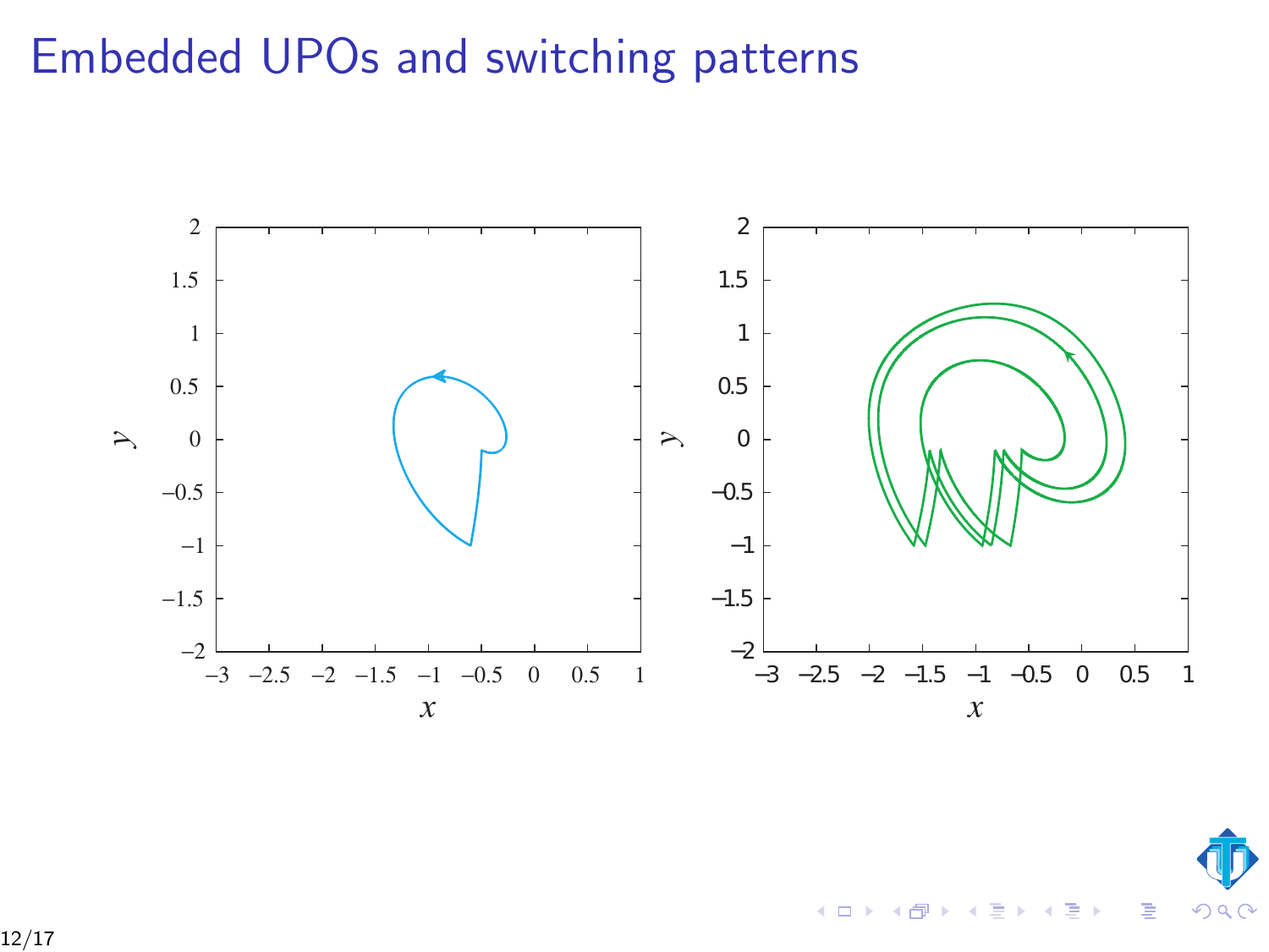# Embedded UPOs and switching patterns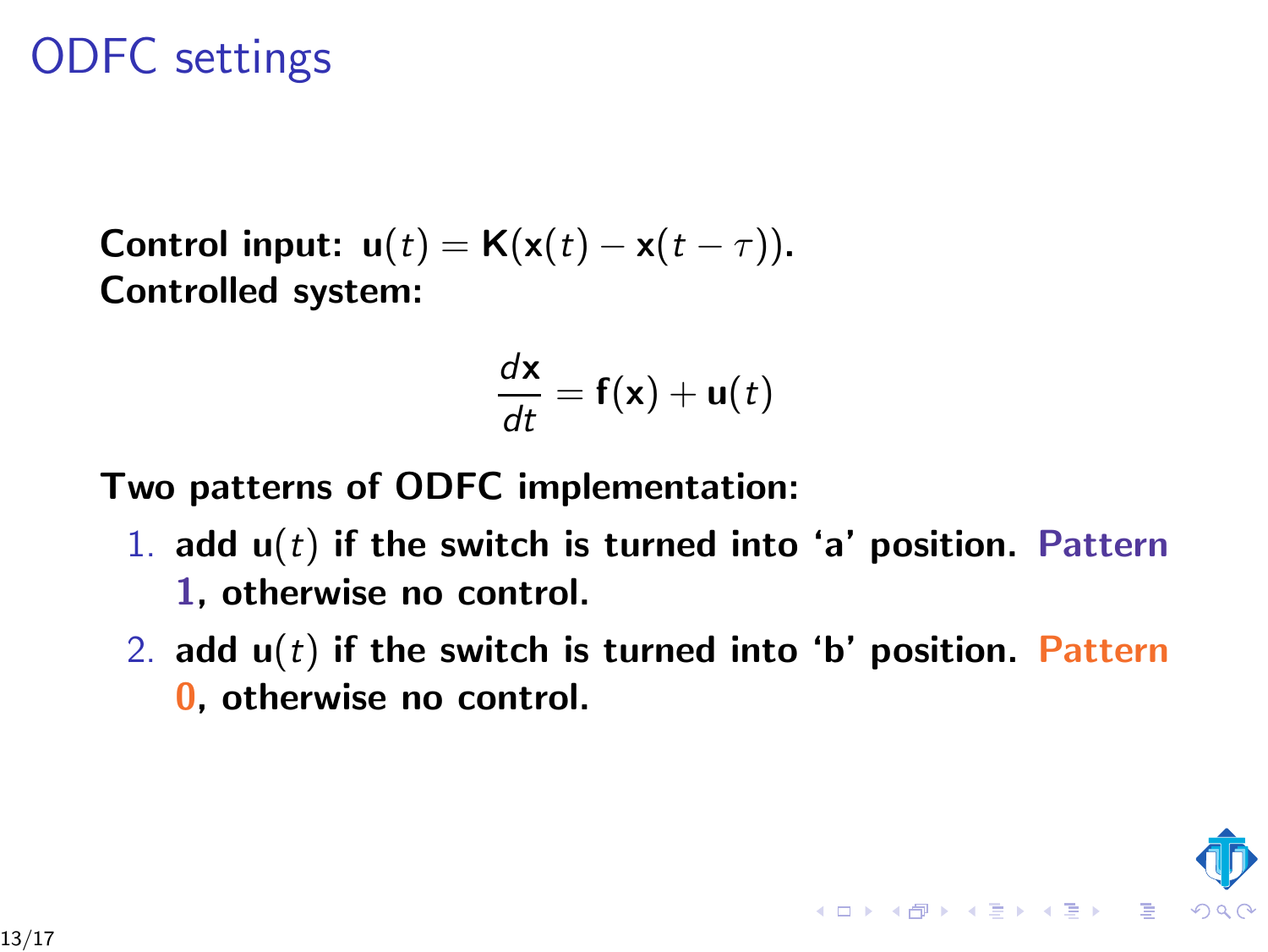# ODFC settings

**Control input:** $\mathbf{u}(t) = \mathbf{K}(\mathbf{x}(t) - \mathbf{x}(t-\tau))$.
**Controlled system:**

$$\frac{d\mathbf{x}}{dt} = \mathbf{f}(\mathbf{x}) + \mathbf{u}(t)$$

**Two patterns of ODFC implementation:**

1. **add $\mathbf{u}(t)$ if the switch is turned into 'a' position. Pattern 1, otherwise no control.**
2. **add $\mathbf{u}(t)$ if the switch is turned into 'b' position. Pattern 0, otherwise no control.**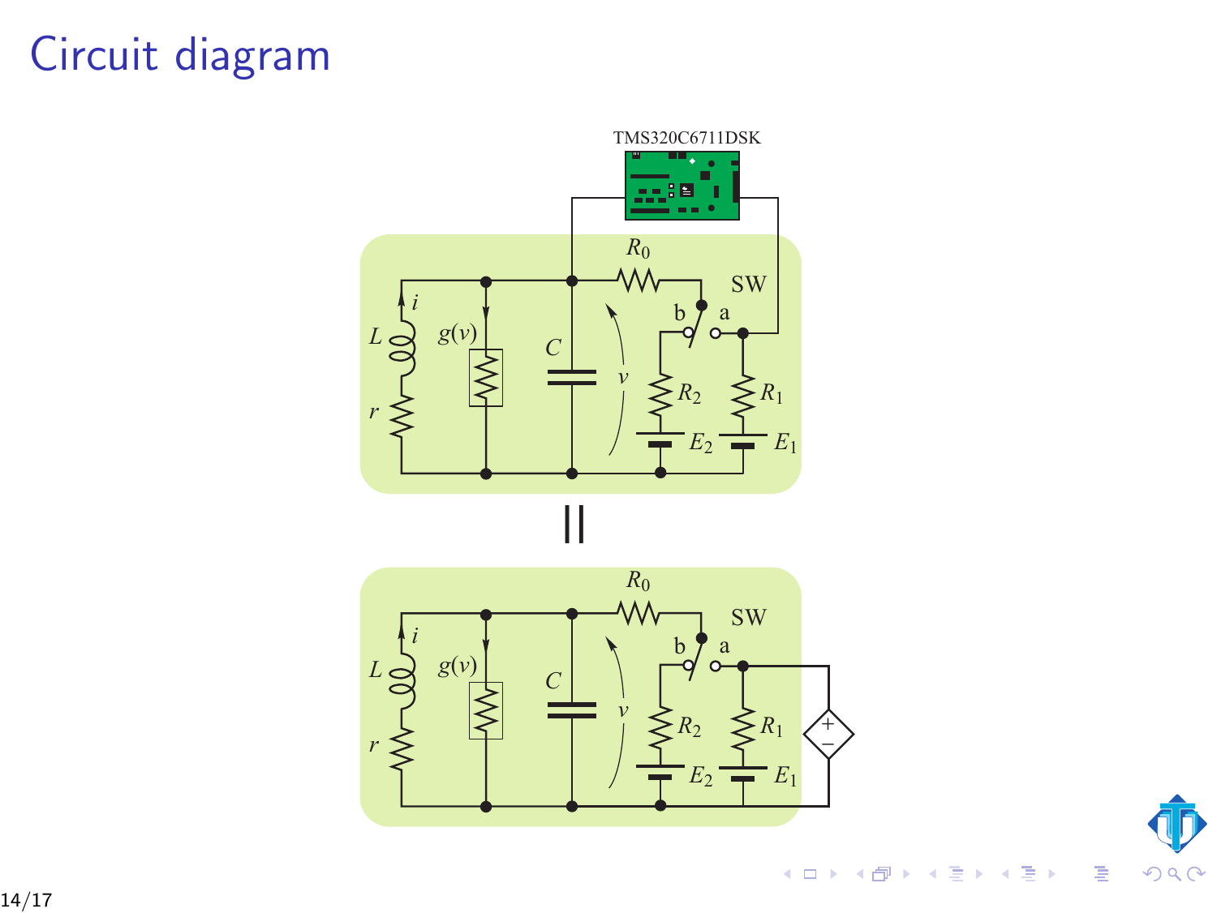# Circuit diagram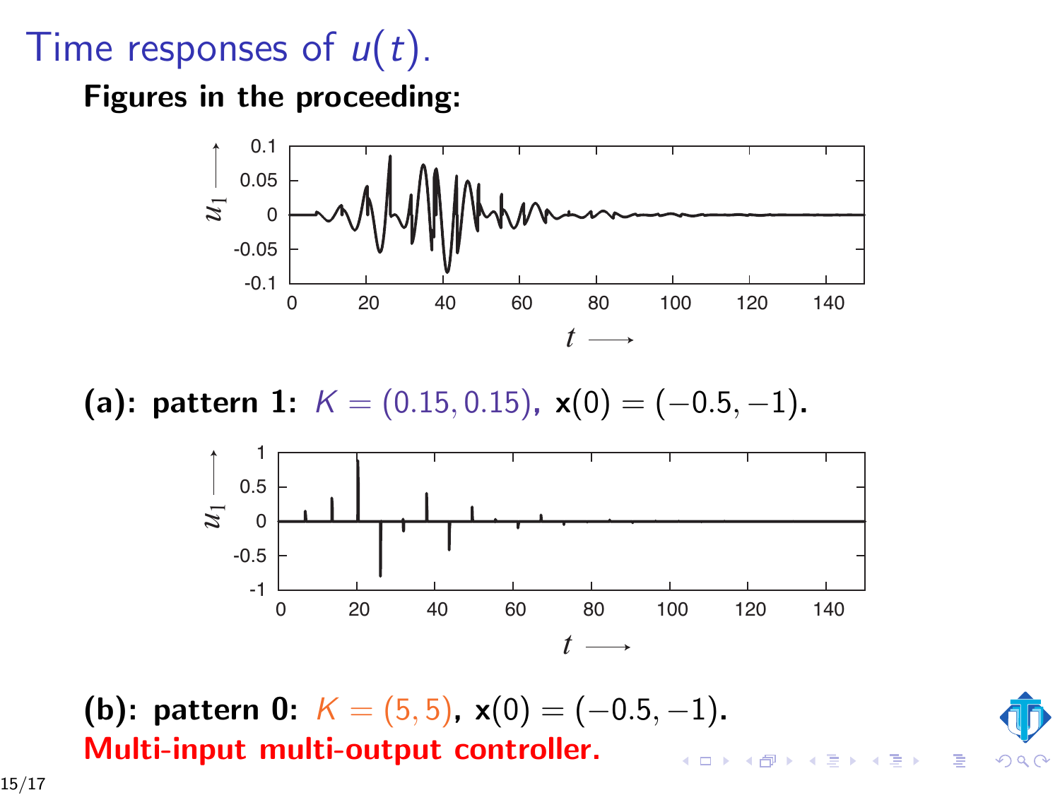# Time responses of $u(t)$.

**Figures in the proceeding:**

**(a): pattern 1:** $K = (0.15, 0.15)$, $\mathbf{x}(0) = (-0.5, -1)$.

**(b): pattern 0:** $K = (5, 5)$, $\mathbf{x}(0) = (-0.5, -1)$.

**Multi-input multi-output controller.**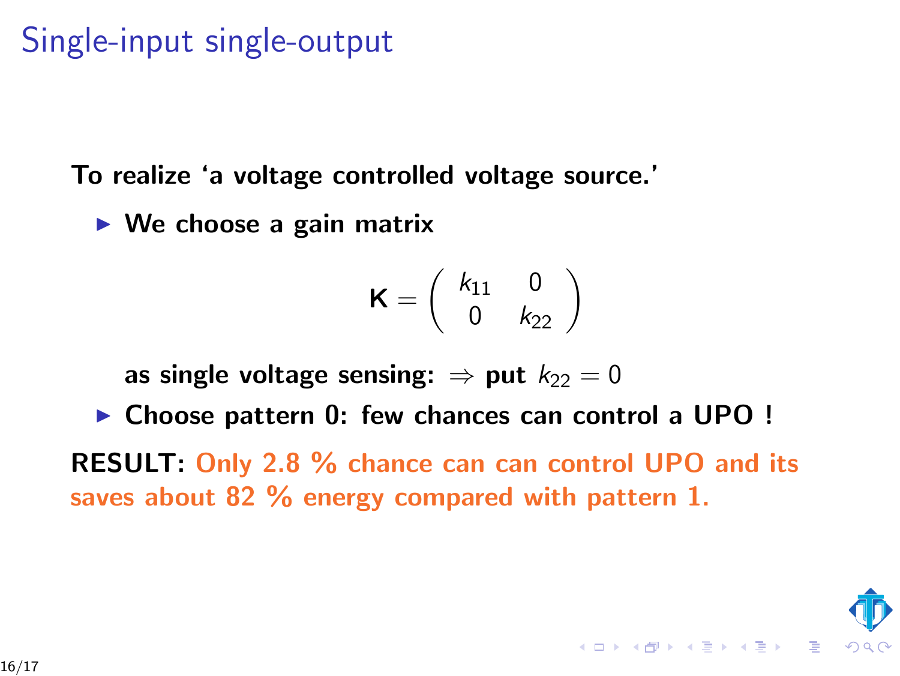# Single-input single-output

**To realize 'a voltage controlled voltage source.'**

- **We choose a gain matrix**

$$\mathbf{K} = \begin{pmatrix} k_{11} & 0 \\ 0 & k_{22} \end{pmatrix}$$

  **as single voltage sensing:** $\Rightarrow$ **put** $k_{22} = 0$

- **Choose pattern 0: few chances can control a UPO !**

**RESULT: Only 2.8 % chance can can control UPO and its saves about 82 % energy compared with pattern 1.**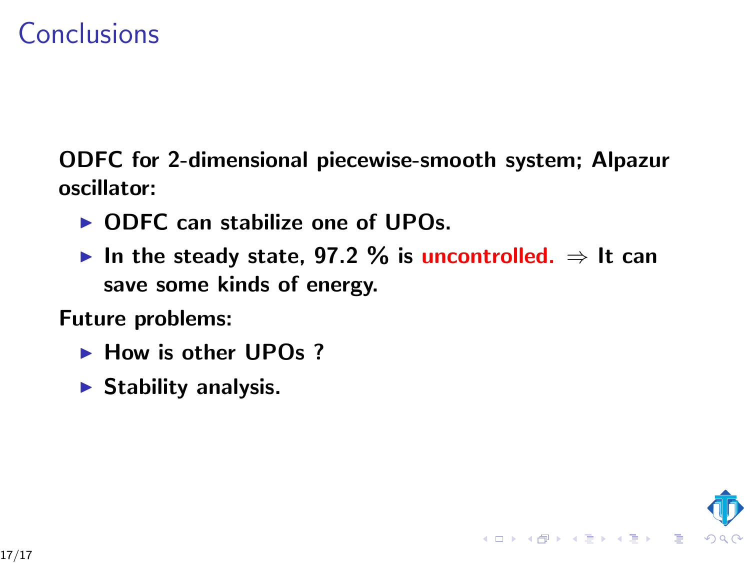# Conclusions

**ODFC for 2-dimensional piecewise-smooth system; Alpazur oscillator:**

- **ODFC can stabilize one of UPOs.**
- **In the steady state, 97.2 % is uncontrolled. ⇒ It can save some kinds of energy.**

**Future problems:**

- **How is other UPOs ?**
- **Stability analysis.**